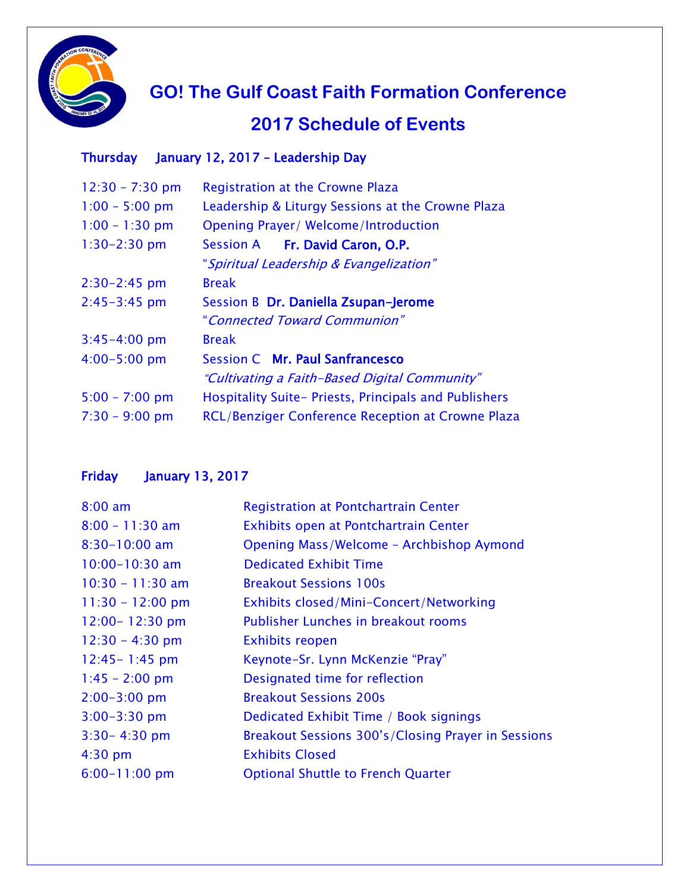# GO! The Gulf Coast Faith Formation Conference

## 2017 Schedule of Events

### Thursday January 12, 2017 – Leadership Day

| | |
|---|---|
| 12:30 – 7:30 pm | Registration at the Crowne Plaza |
| 1:00 – 5:00 pm | Leadership & Liturgy Sessions at the Crowne Plaza |
| 1:00 – 1:30 pm | Opening Prayer/ Welcome/Introduction |
| 1:30–2:30 pm | Session A **Fr. David Caron, O.P.**<br>"*Spiritual Leadership & Evangelization*" |
| 2:30–2:45 pm | Break |
| 2:45–3:45 pm | Session B **Dr. Daniella Zsupan-Jerome**<br>"*Connected Toward Communion*" |
| 3:45–4:00 pm | Break |
| 4:00–5:00 pm | Session C **Mr. Paul Sanfrancesco**<br>*"Cultivating a Faith-Based Digital Community"* |
| 5:00 – 7:00 pm | Hospitality Suite- Priests, Principals and Publishers |
| 7:30 – 9:00 pm | RCL/Benziger Conference Reception at Crowne Plaza |

### Friday January 13, 2017

| | |
|---|---|
| 8:00 am | Registration at Pontchartrain Center |
| 8:00 – 11:30 am | Exhibits open at Pontchartrain Center |
| 8:30–10:00 am | Opening Mass/Welcome – Archbishop Aymond |
| 10:00–10:30 am | Dedicated Exhibit Time |
| 10:30 – 11:30 am | Breakout Sessions 100s |
| 11:30 – 12:00 pm | Exhibits closed/Mini-Concert/Networking |
| 12:00– 12:30 pm | Publisher Lunches in breakout rooms |
| 12:30 – 4:30 pm | Exhibits reopen |
| 12:45– 1:45 pm | Keynote-Sr. Lynn McKenzie "Pray" |
| 1:45 – 2:00 pm | Designated time for reflection |
| 2:00–3:00 pm | Breakout Sessions 200s |
| 3:00–3:30 pm | Dedicated Exhibit Time / Book signings |
| 3:30– 4:30 pm | Breakout Sessions 300's/Closing Prayer in Sessions |
| 4:30 pm | Exhibits Closed |
| 6:00–11:00 pm | Optional Shuttle to French Quarter |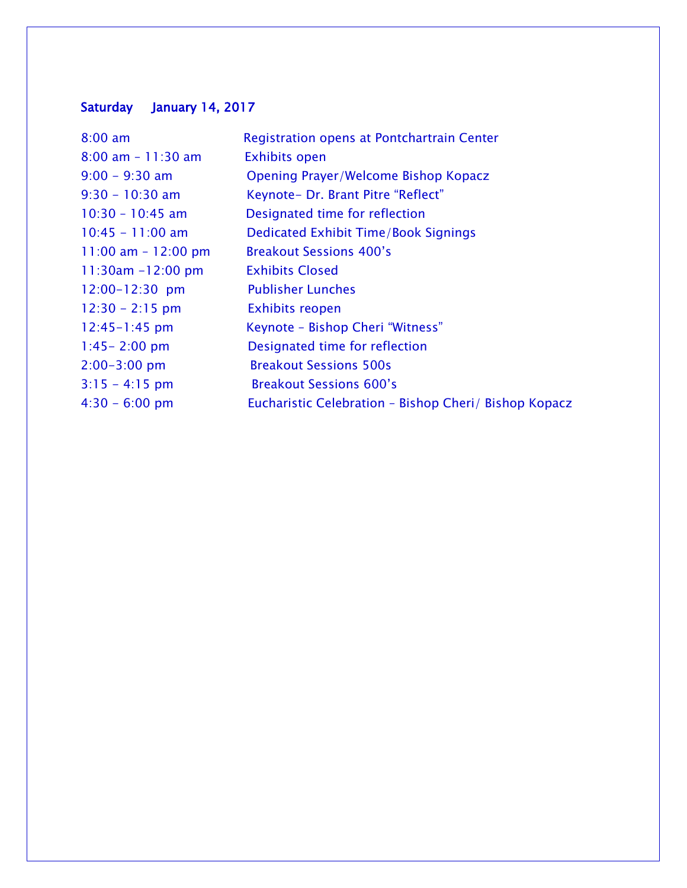## Saturday January 14, 2017

| | |
|---|---|
| 8:00 am | Registration opens at Pontchartrain Center |
| 8:00 am – 11:30 am | Exhibits open |
| 9:00 – 9:30 am | Opening Prayer/Welcome Bishop Kopacz |
| 9:30 – 10:30 am | Keynote– Dr. Brant Pitre “Reflect” |
| 10:30 – 10:45 am | Designated time for reflection |
| 10:45 – 11:00 am | Dedicated Exhibit Time/Book Signings |
| 11:00 am – 12:00 pm | Breakout Sessions 400’s |
| 11:30am -12:00 pm | Exhibits Closed |
| 12:00–12:30 pm | Publisher Lunches |
| 12:30 – 2:15 pm | Exhibits reopen |
| 12:45–1:45 pm | Keynote – Bishop Cheri “Witness” |
| 1:45– 2:00 pm | Designated time for reflection |
| 2:00–3:00 pm | Breakout Sessions 500s |
| 3:15 – 4:15 pm | Breakout Sessions 600’s |
| 4:30 – 6:00 pm | Eucharistic Celebration – Bishop Cheri/ Bishop Kopacz |